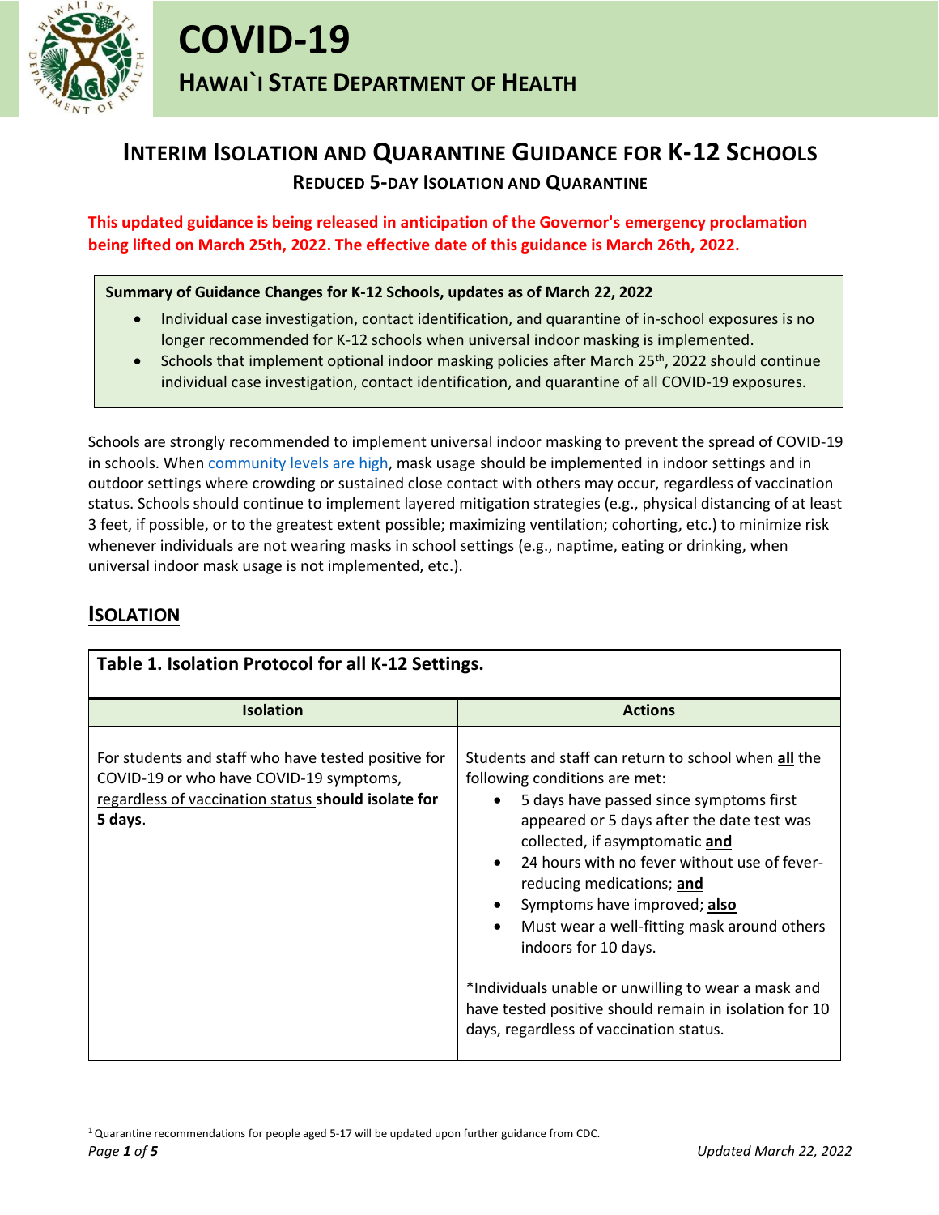# COVID-19

## HAWAI`I STATE DEPARTMENT OF HEALTH

## INTERIM ISOLATION AND QUARANTINE GUIDANCE FOR K-12 SCHOOLS

### REDUCED 5-DAY ISOLATION AND QUARANTINE

**This updated guidance is being released in anticipation of the Governor's emergency proclamation being lifted on March 25th, 2022. The effective date of this guidance is March 26th, 2022.**

**Summary of Guidance Changes for K-12 Schools, updates as of March 22, 2022**

- Individual case investigation, contact identification, and quarantine of in-school exposures is no longer recommended for K-12 schools when universal indoor masking is implemented.
- Schools that implement optional indoor masking policies after March 25th, 2022 should continue individual case investigation, contact identification, and quarantine of all COVID-19 exposures.

Schools are strongly recommended to implement universal indoor masking to prevent the spread of COVID-19 in schools. When community levels are high, mask usage should be implemented in indoor settings and in outdoor settings where crowding or sustained close contact with others may occur, regardless of vaccination status. Schools should continue to implement layered mitigation strategies (e.g., physical distancing of at least 3 feet, if possible, or to the greatest extent possible; maximizing ventilation; cohorting, etc.) to minimize risk whenever individuals are not wearing masks in school settings (e.g., naptime, eating or drinking, when universal indoor mask usage is not implemented, etc.).

## ISOLATION

**Table 1. Isolation Protocol for all K-12 Settings.**

| Isolation | Actions |
|---|---|
| For students and staff who have tested positive for COVID-19 or who have COVID-19 symptoms, regardless of vaccination status **should isolate for 5 days**. | Students and staff can return to school when **all** the following conditions are met:<br>• 5 days have passed since symptoms first appeared or 5 days after the date test was collected, if asymptomatic **and**<br>• 24 hours with no fever without use of fever-reducing medications; **and**<br>• Symptoms have improved; **also**<br>• Must wear a well-fitting mask around others indoors for 10 days.<br><br>*Individuals unable or unwilling to wear a mask and have tested positive should remain in isolation for 10 days, regardless of vaccination status. |

[1] Quarantine recommendations for people aged 5-17 will be updated upon further guidance from CDC.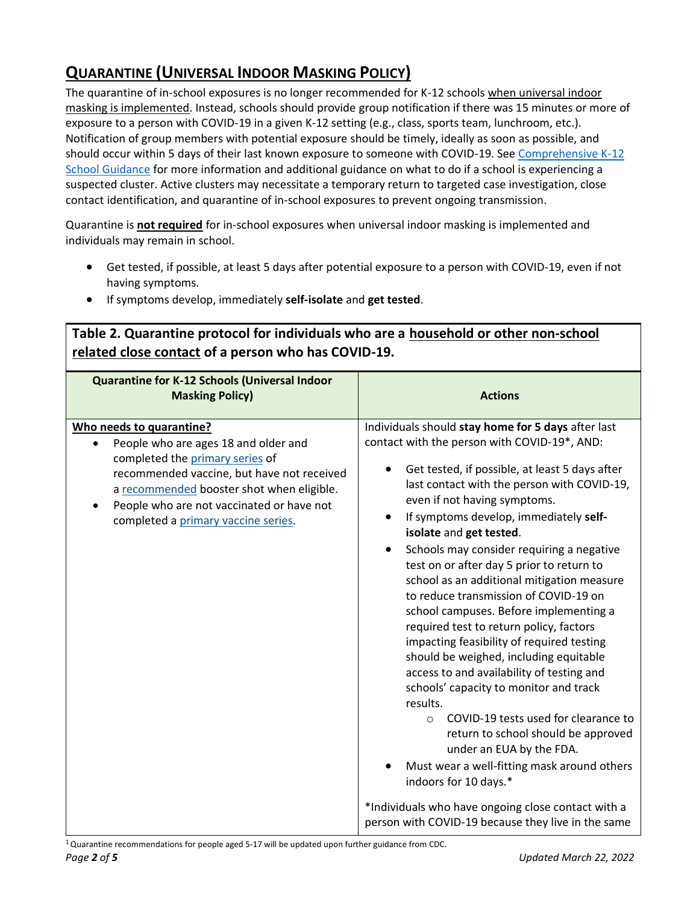## Quarantine (Universal Indoor Masking Policy)

The quarantine of in-school exposures is no longer recommended for K-12 schools when universal indoor masking is implemented. Instead, schools should provide group notification if there was 15 minutes or more of exposure to a person with COVID-19 in a given K-12 setting (e.g., class, sports team, lunchroom, etc.). Notification of group members with potential exposure should be timely, ideally as soon as possible, and should occur within 5 days of their last known exposure to someone with COVID-19. See Comprehensive K-12 School Guidance for more information and additional guidance on what to do if a school is experiencing a suspected cluster. Active clusters may necessitate a temporary return to targeted case investigation, close contact identification, and quarantine of in-school exposures to prevent ongoing transmission.

Quarantine is **not required** for in-school exposures when universal indoor masking is implemented and individuals may remain in school.

- Get tested, if possible, at least 5 days after potential exposure to a person with COVID-19, even if not having symptoms.
- If symptoms develop, immediately **self-isolate** and **get tested**.

**Table 2. Quarantine protocol for individuals who are a household or other non-school related close contact of a person who has COVID-19.**

| Quarantine for K-12 Schools (Universal Indoor Masking Policy) | Actions |
|---|---|
| **Who needs to quarantine?**<br>• People who are ages 18 and older and completed the primary series of recommended vaccine, but have not received a recommended booster shot when eligible.<br>• People who are not vaccinated or have not completed a primary vaccine series. | Individuals should **stay home for 5 days** after last contact with the person with COVID-19*, AND:<br>• Get tested, if possible, at least 5 days after last contact with the person with COVID-19, even if not having symptoms.<br>• If symptoms develop, immediately **self-isolate** and **get tested**.<br>• Schools may consider requiring a negative test on or after day 5 prior to return to school as an additional mitigation measure to reduce transmission of COVID-19 on school campuses. Before implementing a required test to return policy, factors impacting feasibility of required testing should be weighed, including equitable access to and availability of testing and schools' capacity to monitor and track results.<br>&nbsp;&nbsp;&nbsp;&nbsp;○ COVID-19 tests used for clearance to return to school should be approved under an EUA by the FDA.<br>• Must wear a well-fitting mask around others indoors for 10 days.*<br><br>*Individuals who have ongoing close contact with a person with COVID-19 because they live in the same |

[1] Quarantine recommendations for people aged 5-17 will be updated upon further guidance from CDC.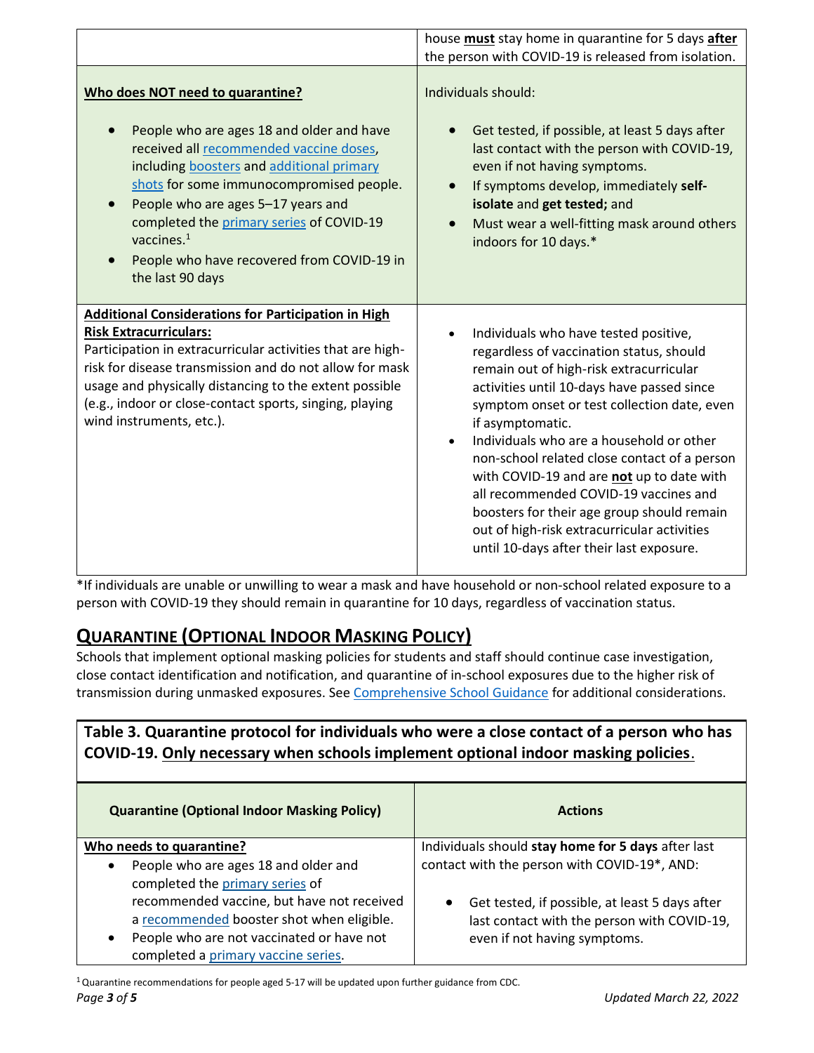| | |
|---|---|
| | house **must** stay home in quarantine for 5 days **after** the person with COVID-19 is released from isolation. |
| **Who does NOT need to quarantine?**<br><br>• People who are ages 18 and older and have received all recommended vaccine doses, including boosters and additional primary shots for some immunocompromised people.<br>• People who are ages 5–17 years and completed the primary series of COVID-19 vaccines.[1]<br>• People who have recovered from COVID-19 in the last 90 days | Individuals should:<br><br>• Get tested, if possible, at least 5 days after last contact with the person with COVID-19, even if not having symptoms.<br>• If symptoms develop, immediately **self-isolate** and **get tested;** and<br>• Must wear a well-fitting mask around others indoors for 10 days.* |
| **Additional Considerations for Participation in High Risk Extracurriculars:**<br>Participation in extracurricular activities that are high-risk for disease transmission and do not allow for mask usage and physically distancing to the extent possible (e.g., indoor or close-contact sports, singing, playing wind instruments, etc.). | • Individuals who have tested positive, regardless of vaccination status, should remain out of high-risk extracurricular activities until 10-days have passed since symptom onset or test collection date, even if asymptomatic.<br>• Individuals who are a household or other non-school related close contact of a person with COVID-19 and are **not** up to date with all recommended COVID-19 vaccines and boosters for their age group should remain out of high-risk extracurricular activities until 10-days after their last exposure. |

*If individuals are unable or unwilling to wear a mask and have household or non-school related exposure to a person with COVID-19 they should remain in quarantine for 10 days, regardless of vaccination status.

## QUARANTINE (OPTIONAL INDOOR MASKING POLICY)

Schools that implement optional masking policies for students and staff should continue case investigation, close contact identification and notification, and quarantine of in-school exposures due to the higher risk of transmission during unmasked exposures. See Comprehensive School Guidance for additional considerations.

**Table 3. Quarantine protocol for individuals who were a close contact of a person who has COVID-19. Only necessary when schools implement optional indoor masking policies.**

| Quarantine (Optional Indoor Masking Policy) | Actions |
|---|---|
| **Who needs to quarantine?**<br>• People who are ages 18 and older and completed the primary series of recommended vaccine, but have not received a recommended booster shot when eligible.<br>• People who are not vaccinated or have not completed a primary vaccine series. | Individuals should **stay home for 5 days** after last contact with the person with COVID-19*, AND:<br><br>• Get tested, if possible, at least 5 days after last contact with the person with COVID-19, even if not having symptoms. |

[1] Quarantine recommendations for people aged 5-17 will be updated upon further guidance from CDC.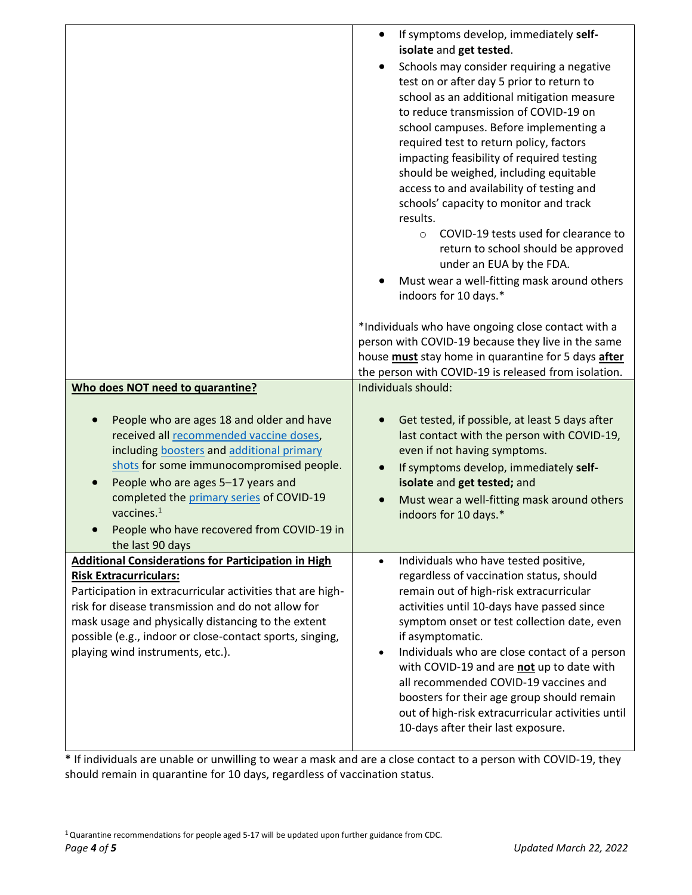| | |
|---|---|
| | • If symptoms develop, immediately **self-isolate** and **get tested**.<br>• Schools may consider requiring a negative test on or after day 5 prior to return to school as an additional mitigation measure to reduce transmission of COVID-19 on school campuses. Before implementing a required test to return policy, factors impacting feasibility of required testing should be weighed, including equitable access to and availability of testing and schools' capacity to monitor and track results.<br>  ○ COVID-19 tests used for clearance to return to school should be approved under an EUA by the FDA.<br>• Must wear a well-fitting mask around others indoors for 10 days.*<br><br>*Individuals who have ongoing close contact with a person with COVID-19 because they live in the same house **must** stay home in quarantine for 5 days **after** the person with COVID-19 is released from isolation. |
| **Who does NOT need to quarantine?**<br><br>• People who are ages 18 and older and have received all recommended vaccine doses, including boosters and additional primary shots for some immunocompromised people.<br>• People who are ages 5–17 years and completed the primary series of COVID-19 vaccines.[1]<br>• People who have recovered from COVID-19 in the last 90 days | Individuals should:<br><br>• Get tested, if possible, at least 5 days after last contact with the person with COVID-19, even if not having symptoms.<br>• If symptoms develop, immediately **self-isolate** and **get tested;** and<br>• Must wear a well-fitting mask around others indoors for 10 days.* |
| **Additional Considerations for Participation in High Risk Extracurriculars:**<br>Participation in extracurricular activities that are high-risk for disease transmission and do not allow for mask usage and physically distancing to the extent possible (e.g., indoor or close-contact sports, singing, playing wind instruments, etc.). | • Individuals who have tested positive, regardless of vaccination status, should remain out of high-risk extracurricular activities until 10-days have passed since symptom onset or test collection date, even if asymptomatic.<br>• Individuals who are close contact of a person with COVID-19 and are **not** up to date with all recommended COVID-19 vaccines and boosters for their age group should remain out of high-risk extracurricular activities until 10-days after their last exposure. |

* If individuals are unable or unwilling to wear a mask and are a close contact to a person with COVID-19, they should remain in quarantine for 10 days, regardless of vaccination status.

[1] Quarantine recommendations for people aged 5-17 will be updated upon further guidance from CDC.

*Updated March 22, 2022*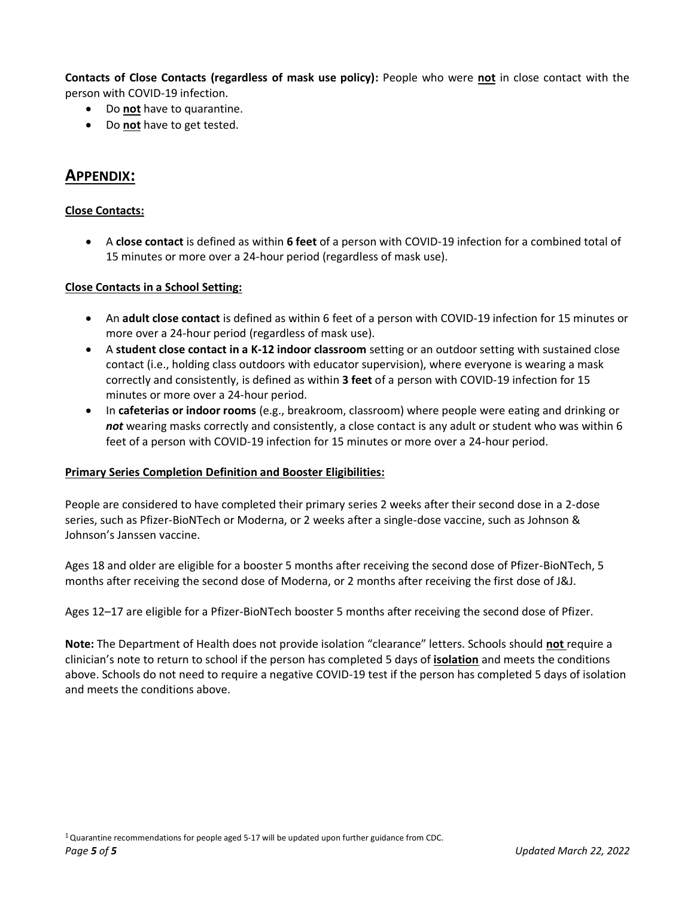**Contacts of Close Contacts (regardless of mask use policy):** People who were **not** in close contact with the person with COVID-19 infection.

- Do **not** have to quarantine.
- Do **not** have to get tested.

## APPENDIX:

**Close Contacts:**

- A **close contact** is defined as within **6 feet** of a person with COVID-19 infection for a combined total of 15 minutes or more over a 24-hour period (regardless of mask use).

**Close Contacts in a School Setting:**

- An **adult close contact** is defined as within 6 feet of a person with COVID-19 infection for 15 minutes or more over a 24-hour period (regardless of mask use).
- A **student close contact in a K-12 indoor classroom** setting or an outdoor setting with sustained close contact (i.e., holding class outdoors with educator supervision), where everyone is wearing a mask correctly and consistently, is defined as within **3 feet** of a person with COVID-19 infection for 15 minutes or more over a 24-hour period.
- In **cafeterias or indoor rooms** (e.g., breakroom, classroom) where people were eating and drinking or ***not*** wearing masks correctly and consistently, a close contact is any adult or student who was within 6 feet of a person with COVID-19 infection for 15 minutes or more over a 24-hour period.

**Primary Series Completion Definition and Booster Eligibilities:**

People are considered to have completed their primary series 2 weeks after their second dose in a 2-dose series, such as Pfizer-BioNTech or Moderna, or 2 weeks after a single-dose vaccine, such as Johnson & Johnson's Janssen vaccine.

Ages 18 and older are eligible for a booster 5 months after receiving the second dose of Pfizer-BioNTech, 5 months after receiving the second dose of Moderna, or 2 months after receiving the first dose of J&J.

Ages 12–17 are eligible for a Pfizer-BioNTech booster 5 months after receiving the second dose of Pfizer.

**Note:** The Department of Health does not provide isolation "clearance" letters. Schools should **not** require a clinician's note to return to school if the person has completed 5 days of **isolation** and meets the conditions above. Schools do not need to require a negative COVID-19 test if the person has completed 5 days of isolation and meets the conditions above.

[1] Quarantine recommendations for people aged 5-17 will be updated upon further guidance from CDC.